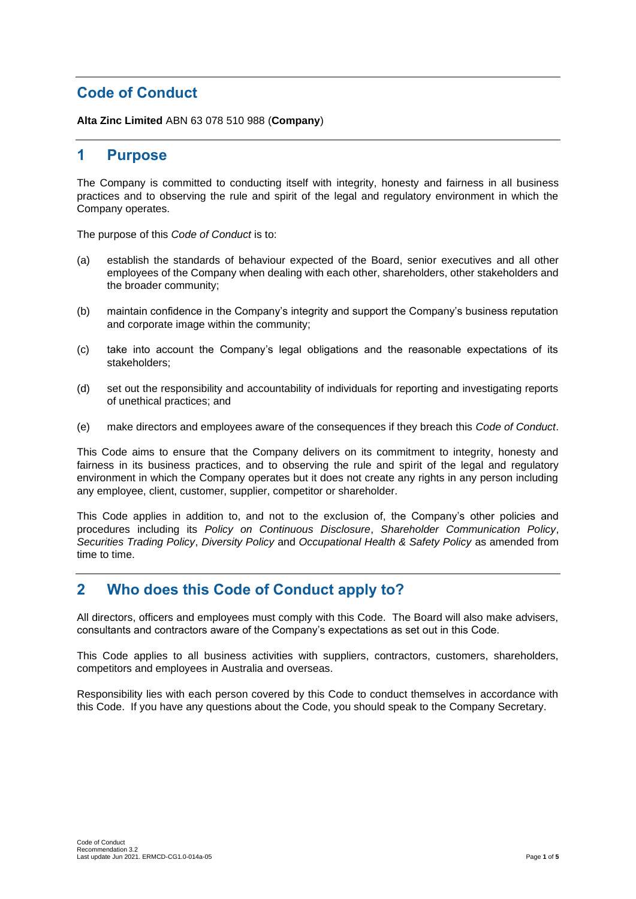# Code of Conduct

**Alta Zinc Limited** ABN 63 078 510 988 (**Company**)

## 1 Purpose

The Company is committed to conducting itself with integrity, honesty and fairness in all business practices and to observing the rule and spirit of the legal and regulatory environment in which the Company operates.

The purpose of this *Code of Conduct* is to:

(a) establish the standards of behaviour expected of the Board, senior executives and all other employees of the Company when dealing with each other, shareholders, other stakeholders and the broader community;

(b) maintain confidence in the Company's integrity and support the Company's business reputation and corporate image within the community;

(c) take into account the Company's legal obligations and the reasonable expectations of its stakeholders;

(d) set out the responsibility and accountability of individuals for reporting and investigating reports of unethical practices; and

(e) make directors and employees aware of the consequences if they breach this *Code of Conduct*.

This Code aims to ensure that the Company delivers on its commitment to integrity, honesty and fairness in its business practices, and to observing the rule and spirit of the legal and regulatory environment in which the Company operates but it does not create any rights in any person including any employee, client, customer, supplier, competitor or shareholder.

This Code applies in addition to, and not to the exclusion of, the Company's other policies and procedures including its *Policy on Continuous Disclosure*, *Shareholder Communication Policy*, *Securities Trading Policy*, *Diversity Policy* and *Occupational Health & Safety Policy* as amended from time to time.

## 2 Who does this Code of Conduct apply to?

All directors, officers and employees must comply with this Code. The Board will also make advisers, consultants and contractors aware of the Company's expectations as set out in this Code.

This Code applies to all business activities with suppliers, contractors, customers, shareholders, competitors and employees in Australia and overseas.

Responsibility lies with each person covered by this Code to conduct themselves in accordance with this Code. If you have any questions about the Code, you should speak to the Company Secretary.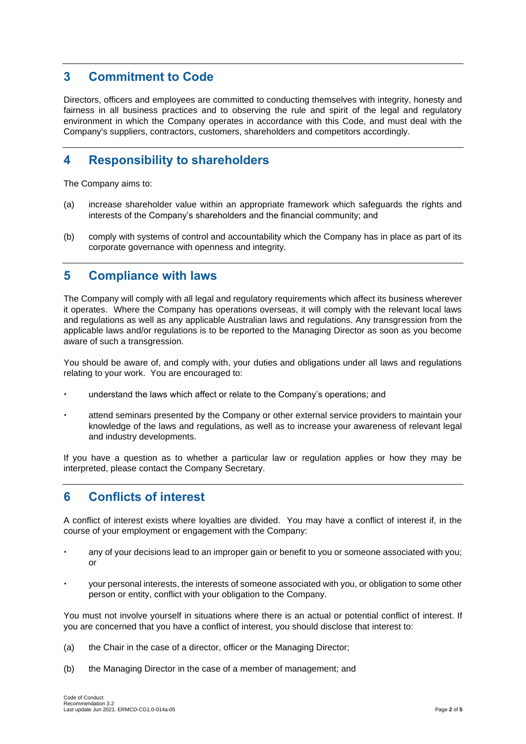## 3 Commitment to Code

Directors, officers and employees are committed to conducting themselves with integrity, honesty and fairness in all business practices and to observing the rule and spirit of the legal and regulatory environment in which the Company operates in accordance with this Code, and must deal with the Company's suppliers, contractors, customers, shareholders and competitors accordingly.

## 4 Responsibility to shareholders

The Company aims to:

(a) increase shareholder value within an appropriate framework which safeguards the rights and interests of the Company's shareholders and the financial community; and

(b) comply with systems of control and accountability which the Company has in place as part of its corporate governance with openness and integrity.

## 5 Compliance with laws

The Company will comply with all legal and regulatory requirements which affect its business wherever it operates. Where the Company has operations overseas, it will comply with the relevant local laws and regulations as well as any applicable Australian laws and regulations. Any transgression from the applicable laws and/or regulations is to be reported to the Managing Director as soon as you become aware of such a transgression.

You should be aware of, and comply with, your duties and obligations under all laws and regulations relating to your work. You are encouraged to:

- understand the laws which affect or relate to the Company's operations; and
- attend seminars presented by the Company or other external service providers to maintain your knowledge of the laws and regulations, as well as to increase your awareness of relevant legal and industry developments.

If you have a question as to whether a particular law or regulation applies or how they may be interpreted, please contact the Company Secretary.

## 6 Conflicts of interest

A conflict of interest exists where loyalties are divided. You may have a conflict of interest if, in the course of your employment or engagement with the Company:

- any of your decisions lead to an improper gain or benefit to you or someone associated with you; or
- your personal interests, the interests of someone associated with you, or obligation to some other person or entity, conflict with your obligation to the Company.

You must not involve yourself in situations where there is an actual or potential conflict of interest. If you are concerned that you have a conflict of interest, you should disclose that interest to:

(a) the Chair in the case of a director, officer or the Managing Director;

(b) the Managing Director in the case of a member of management; and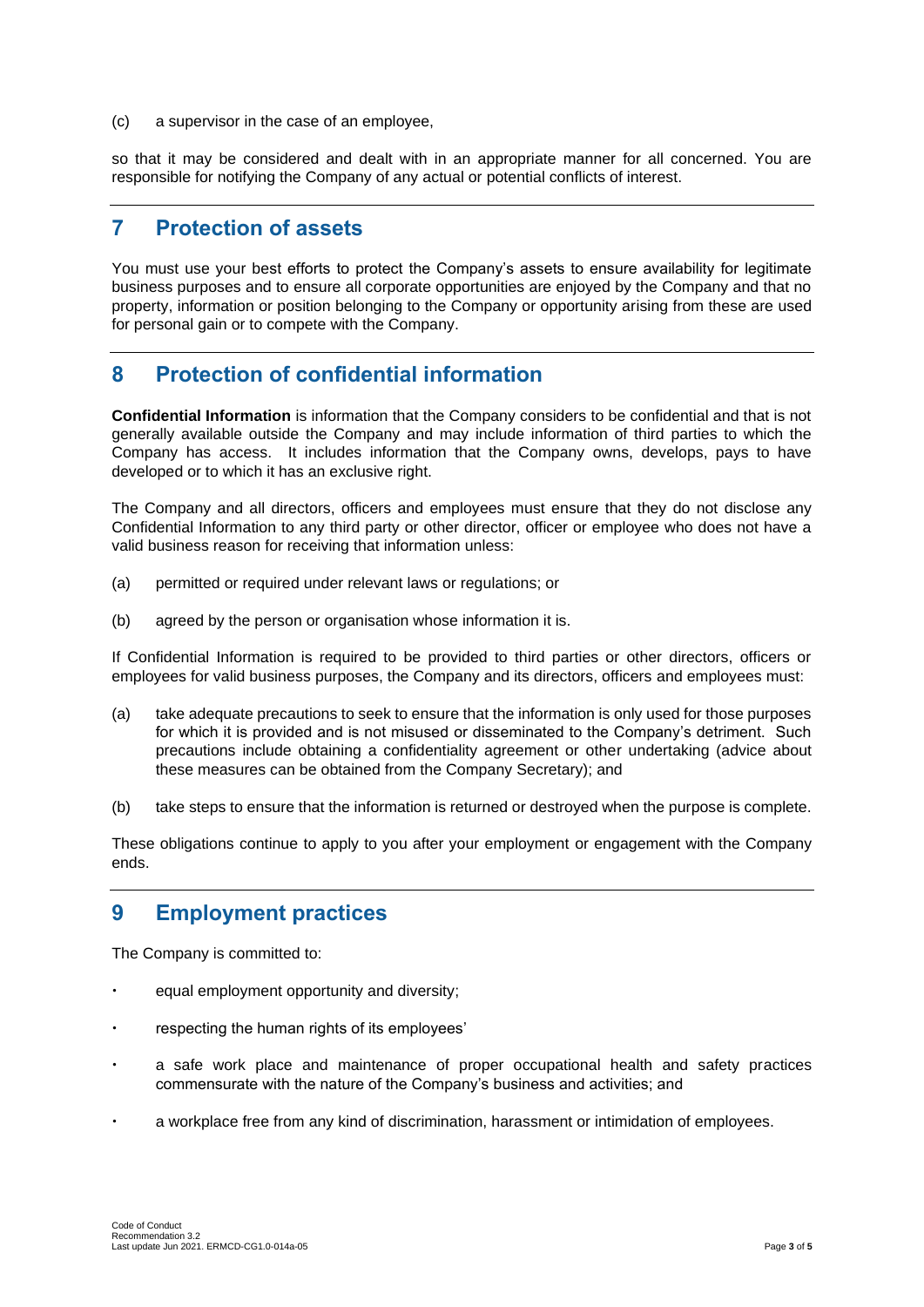(c) a supervisor in the case of an employee,

so that it may be considered and dealt with in an appropriate manner for all concerned. You are responsible for notifying the Company of any actual or potential conflicts of interest.

## 7 Protection of assets

You must use your best efforts to protect the Company's assets to ensure availability for legitimate business purposes and to ensure all corporate opportunities are enjoyed by the Company and that no property, information or position belonging to the Company or opportunity arising from these are used for personal gain or to compete with the Company.

## 8 Protection of confidential information

**Confidential Information** is information that the Company considers to be confidential and that is not generally available outside the Company and may include information of third parties to which the Company has access. It includes information that the Company owns, develops, pays to have developed or to which it has an exclusive right.

The Company and all directors, officers and employees must ensure that they do not disclose any Confidential Information to any third party or other director, officer or employee who does not have a valid business reason for receiving that information unless:

(a) permitted or required under relevant laws or regulations; or

(b) agreed by the person or organisation whose information it is.

If Confidential Information is required to be provided to third parties or other directors, officers or employees for valid business purposes, the Company and its directors, officers and employees must:

(a) take adequate precautions to seek to ensure that the information is only used for those purposes for which it is provided and is not misused or disseminated to the Company's detriment. Such precautions include obtaining a confidentiality agreement or other undertaking (advice about these measures can be obtained from the Company Secretary); and

(b) take steps to ensure that the information is returned or destroyed when the purpose is complete.

These obligations continue to apply to you after your employment or engagement with the Company ends.

## 9 Employment practices

The Company is committed to:

- equal employment opportunity and diversity;
- respecting the human rights of its employees'
- a safe work place and maintenance of proper occupational health and safety practices commensurate with the nature of the Company's business and activities; and
- a workplace free from any kind of discrimination, harassment or intimidation of employees.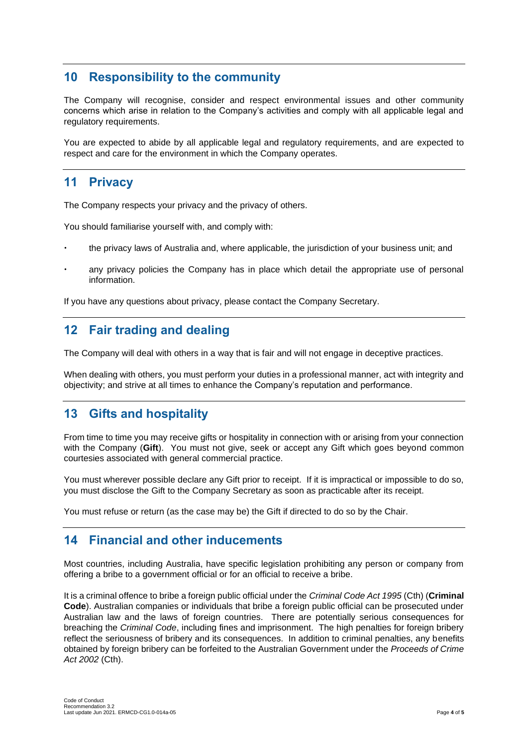## 10 Responsibility to the community

The Company will recognise, consider and respect environmental issues and other community concerns which arise in relation to the Company's activities and comply with all applicable legal and regulatory requirements.

You are expected to abide by all applicable legal and regulatory requirements, and are expected to respect and care for the environment in which the Company operates.

## 11 Privacy

The Company respects your privacy and the privacy of others.

You should familiarise yourself with, and comply with:

- the privacy laws of Australia and, where applicable, the jurisdiction of your business unit; and
- any privacy policies the Company has in place which detail the appropriate use of personal information.

If you have any questions about privacy, please contact the Company Secretary.

## 12 Fair trading and dealing

The Company will deal with others in a way that is fair and will not engage in deceptive practices.

When dealing with others, you must perform your duties in a professional manner, act with integrity and objectivity; and strive at all times to enhance the Company's reputation and performance.

## 13 Gifts and hospitality

From time to time you may receive gifts or hospitality in connection with or arising from your connection with the Company (**Gift**). You must not give, seek or accept any Gift which goes beyond common courtesies associated with general commercial practice.

You must wherever possible declare any Gift prior to receipt. If it is impractical or impossible to do so, you must disclose the Gift to the Company Secretary as soon as practicable after its receipt.

You must refuse or return (as the case may be) the Gift if directed to do so by the Chair.

## 14 Financial and other inducements

Most countries, including Australia, have specific legislation prohibiting any person or company from offering a bribe to a government official or for an official to receive a bribe.

It is a criminal offence to bribe a foreign public official under the *Criminal Code Act 1995* (Cth) (**Criminal Code**). Australian companies or individuals that bribe a foreign public official can be prosecuted under Australian law and the laws of foreign countries. There are potentially serious consequences for breaching the *Criminal Code*, including fines and imprisonment. The high penalties for foreign bribery reflect the seriousness of bribery and its consequences. In addition to criminal penalties, any benefits obtained by foreign bribery can be forfeited to the Australian Government under the *Proceeds of Crime Act 2002* (Cth).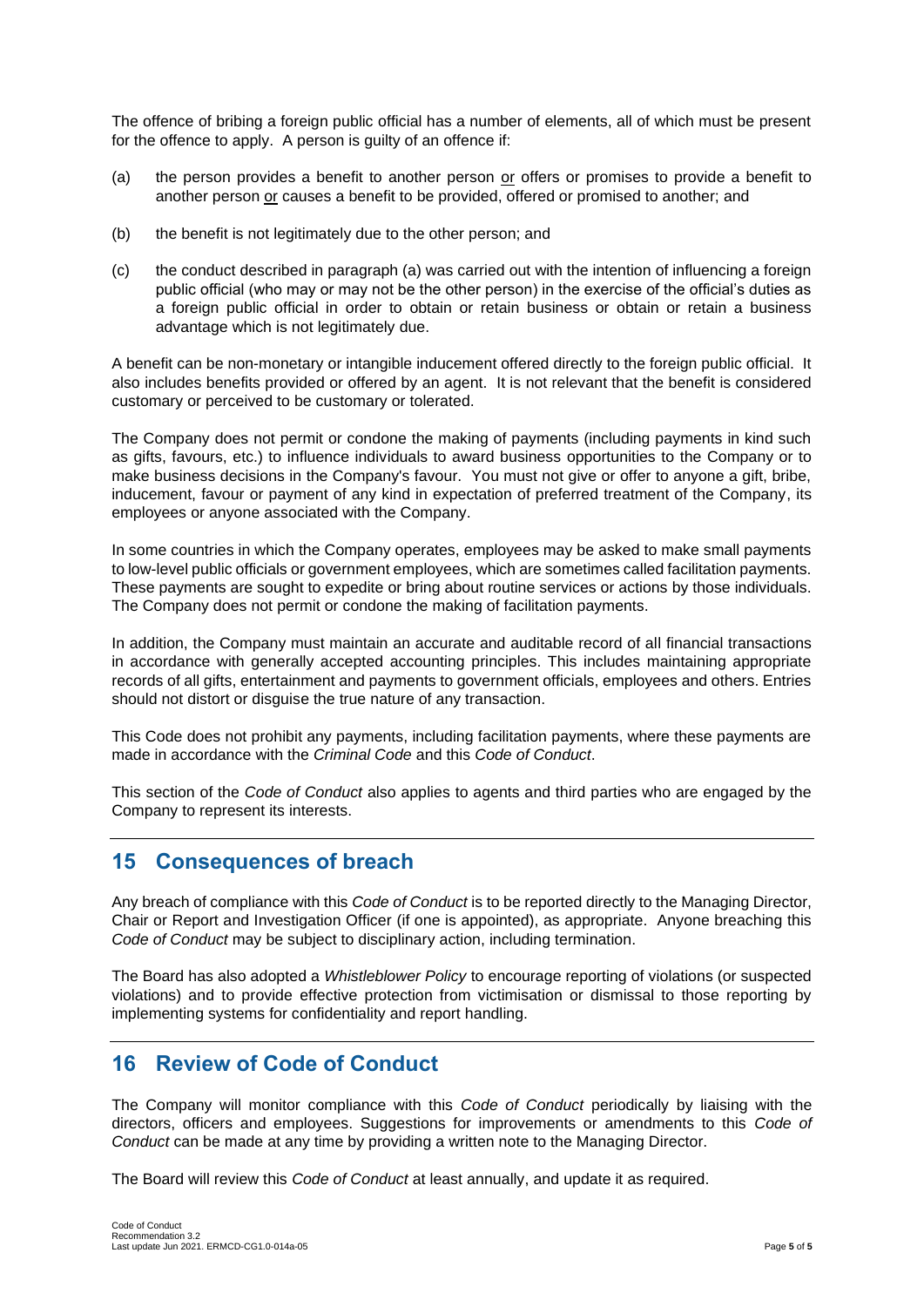The offence of bribing a foreign public official has a number of elements, all of which must be present for the offence to apply. A person is guilty of an offence if:

(a) the person provides a benefit to another person or offers or promises to provide a benefit to another person or causes a benefit to be provided, offered or promised to another; and

(b) the benefit is not legitimately due to the other person; and

(c) the conduct described in paragraph (a) was carried out with the intention of influencing a foreign public official (who may or may not be the other person) in the exercise of the official's duties as a foreign public official in order to obtain or retain business or obtain or retain a business advantage which is not legitimately due.

A benefit can be non-monetary or intangible inducement offered directly to the foreign public official. It also includes benefits provided or offered by an agent. It is not relevant that the benefit is considered customary or perceived to be customary or tolerated.

The Company does not permit or condone the making of payments (including payments in kind such as gifts, favours, etc.) to influence individuals to award business opportunities to the Company or to make business decisions in the Company's favour. You must not give or offer to anyone a gift, bribe, inducement, favour or payment of any kind in expectation of preferred treatment of the Company, its employees or anyone associated with the Company.

In some countries in which the Company operates, employees may be asked to make small payments to low-level public officials or government employees, which are sometimes called facilitation payments. These payments are sought to expedite or bring about routine services or actions by those individuals. The Company does not permit or condone the making of facilitation payments.

In addition, the Company must maintain an accurate and auditable record of all financial transactions in accordance with generally accepted accounting principles. This includes maintaining appropriate records of all gifts, entertainment and payments to government officials, employees and others. Entries should not distort or disguise the true nature of any transaction.

This Code does not prohibit any payments, including facilitation payments, where these payments are made in accordance with the *Criminal Code* and this *Code of Conduct*.

This section of the *Code of Conduct* also applies to agents and third parties who are engaged by the Company to represent its interests.

## 15 Consequences of breach

Any breach of compliance with this *Code of Conduct* is to be reported directly to the Managing Director, Chair or Report and Investigation Officer (if one is appointed), as appropriate. Anyone breaching this *Code of Conduct* may be subject to disciplinary action, including termination.

The Board has also adopted a *Whistleblower Policy* to encourage reporting of violations (or suspected violations) and to provide effective protection from victimisation or dismissal to those reporting by implementing systems for confidentiality and report handling.

## 16 Review of Code of Conduct

The Company will monitor compliance with this *Code of Conduct* periodically by liaising with the directors, officers and employees. Suggestions for improvements or amendments to this *Code of Conduct* can be made at any time by providing a written note to the Managing Director.

The Board will review this *Code of Conduct* at least annually, and update it as required.